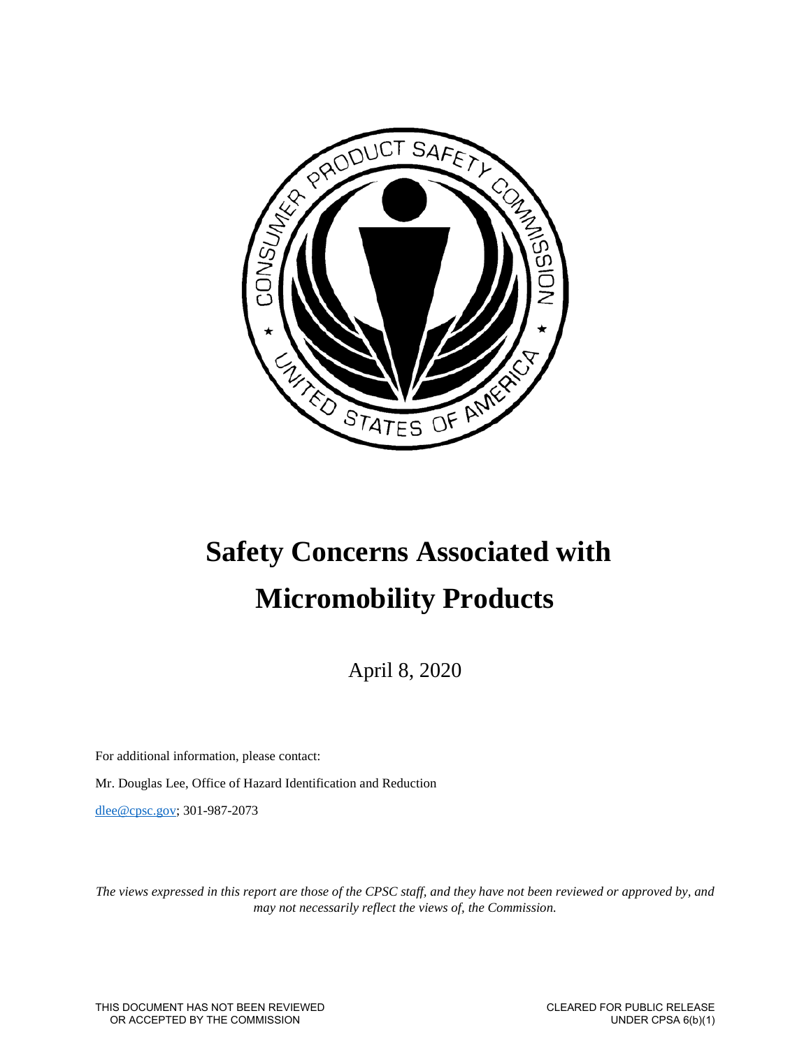# Safety Concerns Associated with Micromobility Products

April 8, 2020

For additional information, please contact:

Mr. Douglas Lee, Office of Hazard Identification and Reduction

dlee@cpsc.gov; 301-987-2073

*The views expressed in this report are those of the CPSC staff, and they have not been reviewed or approved by, and may not necessarily reflect the views of, the Commission.*

THIS DOCUMENT HAS NOT BEEN REVIEWED OR ACCEPTED BY THE COMMISSION

CLEARED FOR PUBLIC RELEASE UNDER CPSA 6(b)(1)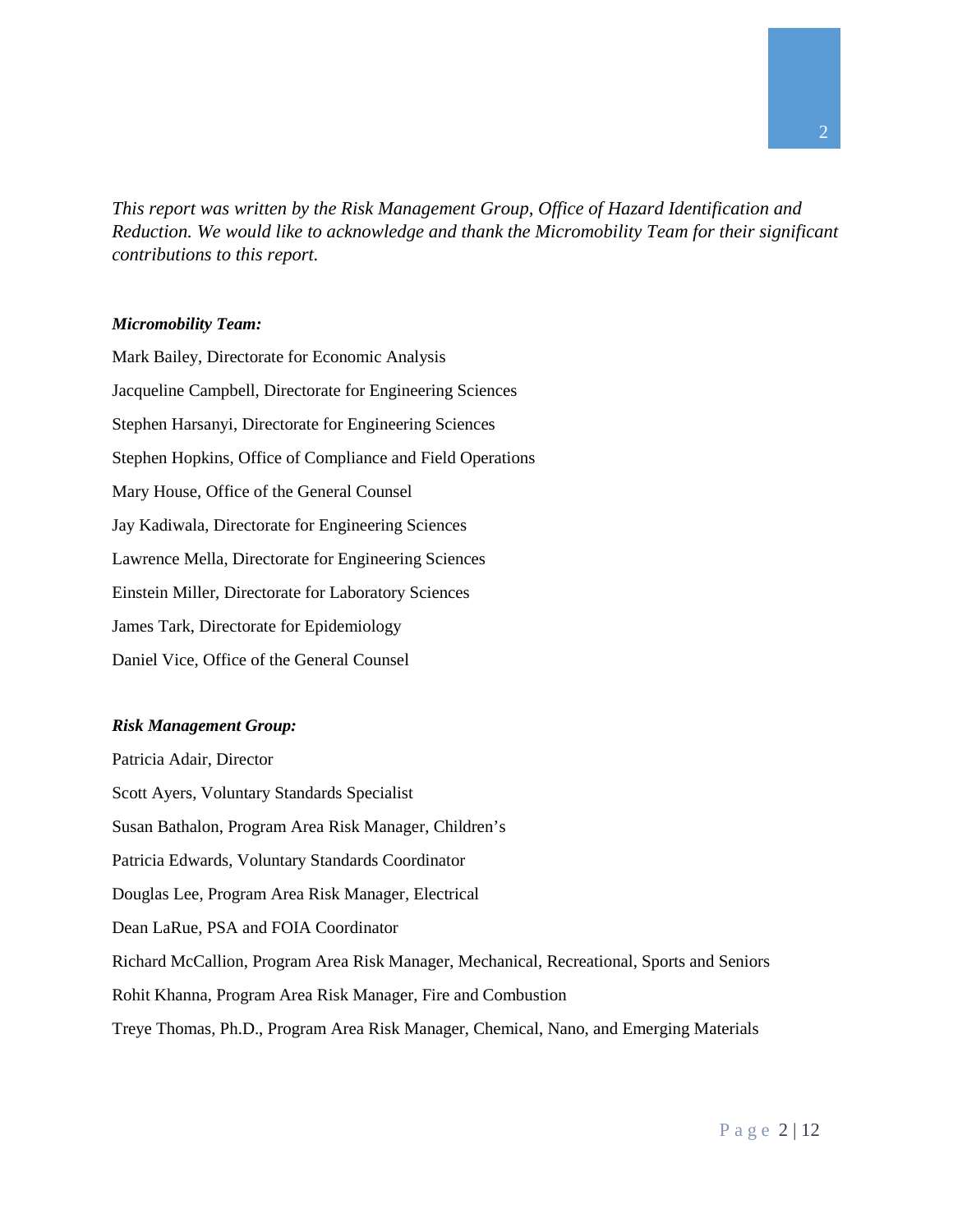*This report was written by the Risk Management Group, Office of Hazard Identification and Reduction. We would like to acknowledge and thank the Micromobility Team for their significant contributions to this report.*

***Micromobility Team:***

Mark Bailey, Directorate for Economic Analysis

Jacqueline Campbell, Directorate for Engineering Sciences

Stephen Harsanyi, Directorate for Engineering Sciences

Stephen Hopkins, Office of Compliance and Field Operations

Mary House, Office of the General Counsel

Jay Kadiwala, Directorate for Engineering Sciences

Lawrence Mella, Directorate for Engineering Sciences

Einstein Miller, Directorate for Laboratory Sciences

James Tark, Directorate for Epidemiology

Daniel Vice, Office of the General Counsel

***Risk Management Group:***

Patricia Adair, Director

Scott Ayers, Voluntary Standards Specialist

Susan Bathalon, Program Area Risk Manager, Children's

Patricia Edwards, Voluntary Standards Coordinator

Douglas Lee, Program Area Risk Manager, Electrical

Dean LaRue, PSA and FOIA Coordinator

Richard McCallion, Program Area Risk Manager, Mechanical, Recreational, Sports and Seniors

Rohit Khanna, Program Area Risk Manager, Fire and Combustion

Treye Thomas, Ph.D., Program Area Risk Manager, Chemical, Nano, and Emerging Materials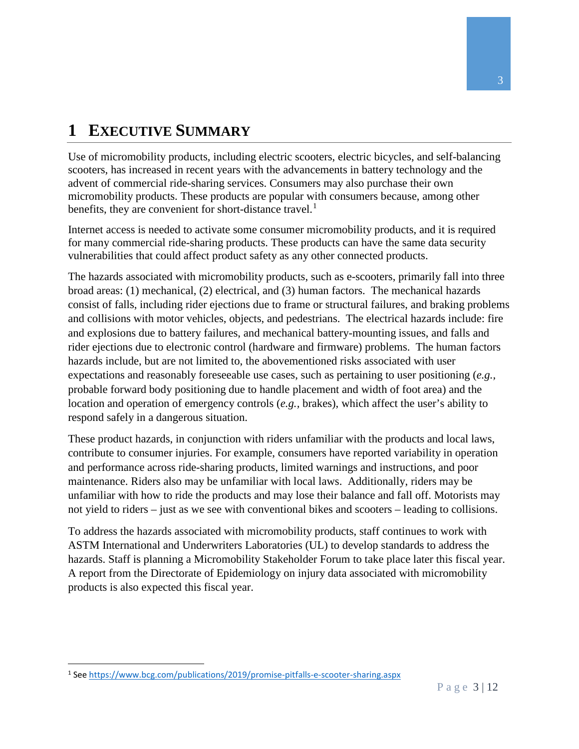# 1 Executive Summary

Use of micromobility products, including electric scooters, electric bicycles, and self-balancing scooters, has increased in recent years with the advancements in battery technology and the advent of commercial ride-sharing services. Consumers may also purchase their own micromobility products. These products are popular with consumers because, among other benefits, they are convenient for short-distance travel.[1]

Internet access is needed to activate some consumer micromobility products, and it is required for many commercial ride-sharing products. These products can have the same data security vulnerabilities that could affect product safety as any other connected products.

The hazards associated with micromobility products, such as e-scooters, primarily fall into three broad areas: (1) mechanical, (2) electrical, and (3) human factors. The mechanical hazards consist of falls, including rider ejections due to frame or structural failures, and braking problems and collisions with motor vehicles, objects, and pedestrians. The electrical hazards include: fire and explosions due to battery failures, and mechanical battery-mounting issues, and falls and rider ejections due to electronic control (hardware and firmware) problems. The human factors hazards include, but are not limited to, the abovementioned risks associated with user expectations and reasonably foreseeable use cases, such as pertaining to user positioning (*e.g.*, probable forward body positioning due to handle placement and width of foot area) and the location and operation of emergency controls (*e.g.*, brakes), which affect the user's ability to respond safely in a dangerous situation.

These product hazards, in conjunction with riders unfamiliar with the products and local laws, contribute to consumer injuries. For example, consumers have reported variability in operation and performance across ride-sharing products, limited warnings and instructions, and poor maintenance. Riders also may be unfamiliar with local laws. Additionally, riders may be unfamiliar with how to ride the products and may lose their balance and fall off. Motorists may not yield to riders – just as we see with conventional bikes and scooters – leading to collisions.

To address the hazards associated with micromobility products, staff continues to work with ASTM International and Underwriters Laboratories (UL) to develop standards to address the hazards. Staff is planning a Micromobility Stakeholder Forum to take place later this fiscal year. A report from the Directorate of Epidemiology on injury data associated with micromobility products is also expected this fiscal year.

---

[1] See https://www.bcg.com/publications/2019/promise-pitfalls-e-scooter-sharing.aspx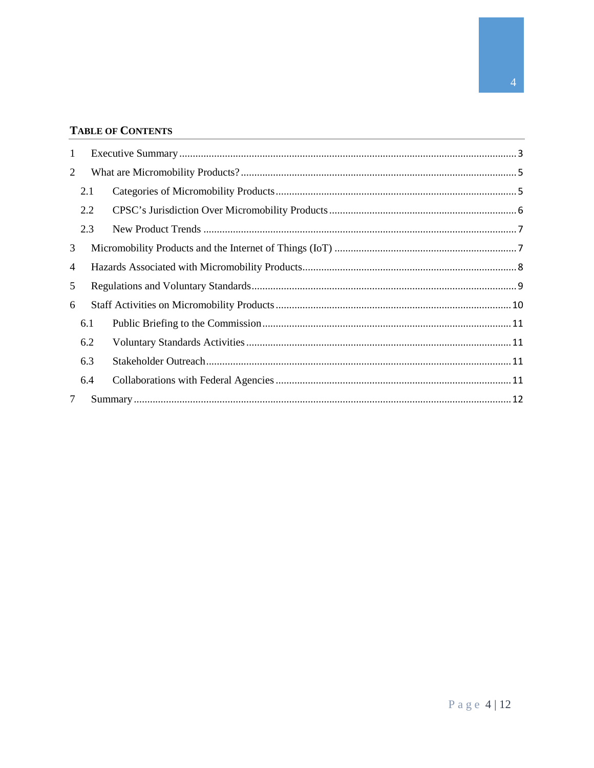## TABLE OF CONTENTS

1 Executive Summary ... 3

2 What are Micromobility Products? ... 5

  2.1 Categories of Micromobility Products ... 5

  2.2 CPSC's Jurisdiction Over Micromobility Products ... 6

  2.3 New Product Trends ... 7

3 Micromobility Products and the Internet of Things (IoT) ... 7

4 Hazards Associated with Micromobility Products ... 8

5 Regulations and Voluntary Standards ... 9

6 Staff Activities on Micromobility Products ... 10

  6.1 Public Briefing to the Commission ... 11

  6.2 Voluntary Standards Activities ... 11

  6.3 Stakeholder Outreach ... 11

  6.4 Collaborations with Federal Agencies ... 11

7 Summary ... 12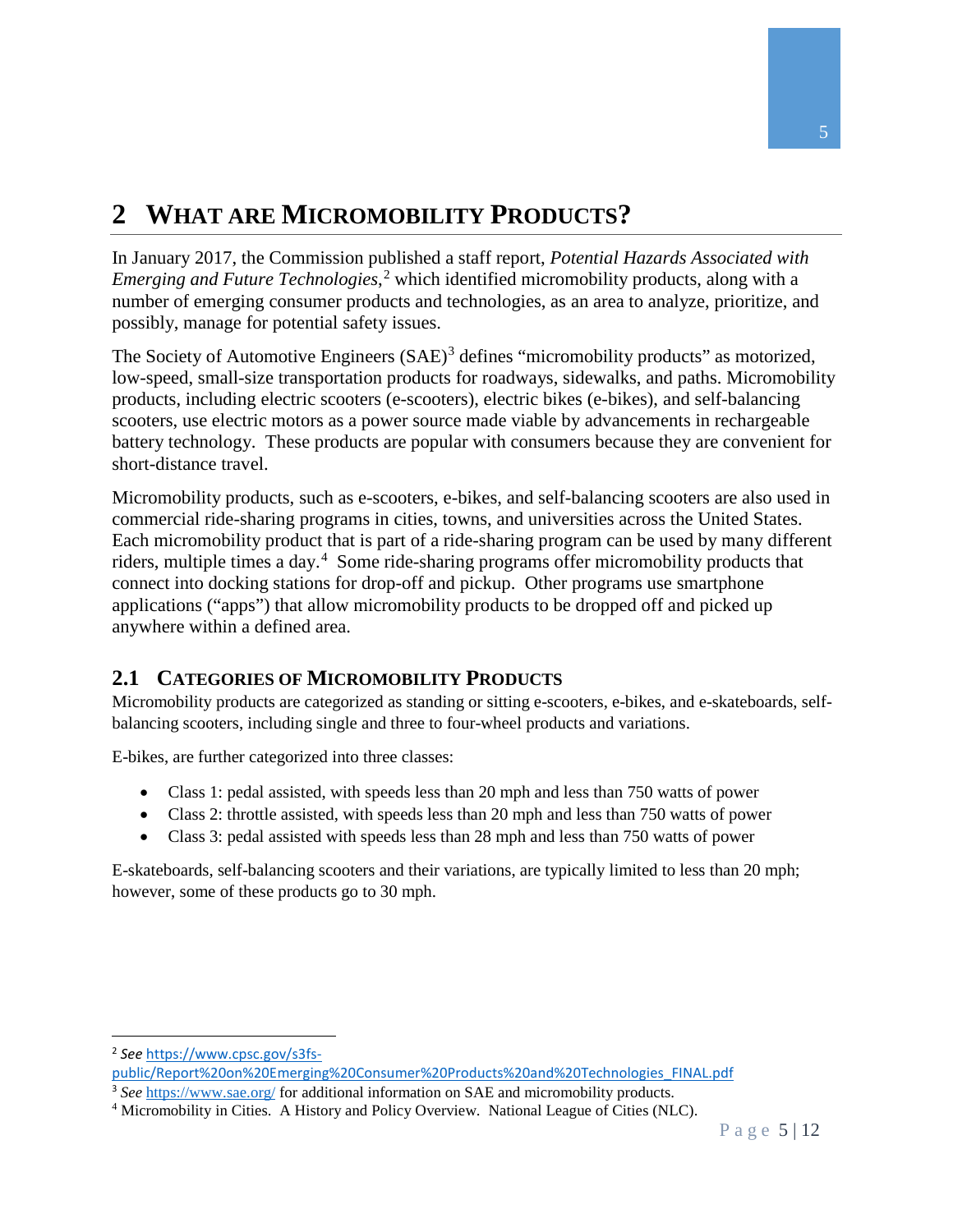# 2 WHAT ARE MICROMOBILITY PRODUCTS?

In January 2017, the Commission published a staff report, *Potential Hazards Associated with Emerging and Future Technologies*,[2] which identified micromobility products, along with a number of emerging consumer products and technologies, as an area to analyze, prioritize, and possibly, manage for potential safety issues.

The Society of Automotive Engineers (SAE)[3] defines "micromobility products" as motorized, low-speed, small-size transportation products for roadways, sidewalks, and paths. Micromobility products, including electric scooters (e-scooters), electric bikes (e-bikes), and self-balancing scooters, use electric motors as a power source made viable by advancements in rechargeable battery technology. These products are popular with consumers because they are convenient for short-distance travel.

Micromobility products, such as e-scooters, e-bikes, and self-balancing scooters are also used in commercial ride-sharing programs in cities, towns, and universities across the United States. Each micromobility product that is part of a ride-sharing program can be used by many different riders, multiple times a day.[4] Some ride-sharing programs offer micromobility products that connect into docking stations for drop-off and pickup. Other programs use smartphone applications ("apps") that allow micromobility products to be dropped off and picked up anywhere within a defined area.

## 2.1 CATEGORIES OF MICROMOBILITY PRODUCTS

Micromobility products are categorized as standing or sitting e-scooters, e-bikes, and e-skateboards, self-balancing scooters, including single and three to four-wheel products and variations.

E-bikes, are further categorized into three classes:

- Class 1: pedal assisted, with speeds less than 20 mph and less than 750 watts of power
- Class 2: throttle assisted, with speeds less than 20 mph and less than 750 watts of power
- Class 3: pedal assisted with speeds less than 28 mph and less than 750 watts of power

E-skateboards, self-balancing scooters and their variations, are typically limited to less than 20 mph; however, some of these products go to 30 mph.

---

[2] *See* https://www.cpsc.gov/s3fs-public/Report%20on%20Emerging%20Consumer%20Products%20and%20Technologies_FINAL.pdf

[3] *See* https://www.sae.org/ for additional information on SAE and micromobility products.

[4] Micromobility in Cities. A History and Policy Overview. National League of Cities (NLC).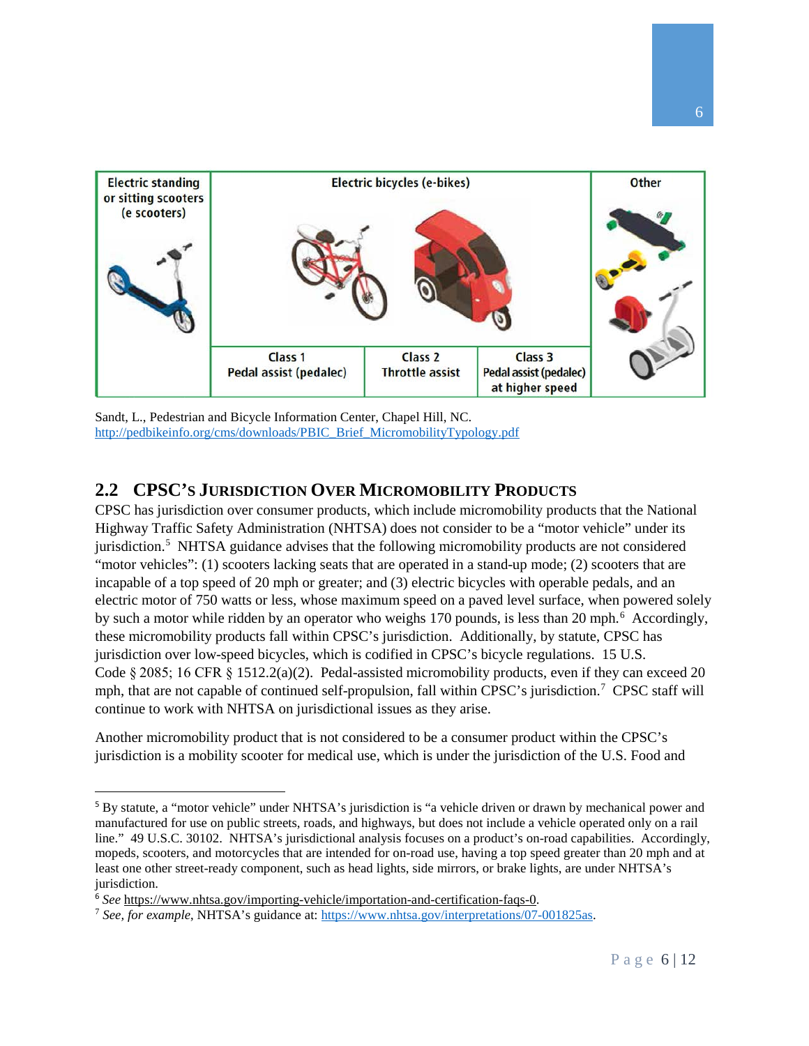| Electric standing or sitting scooters (e scooters) | Electric bicycles (e-bikes) | | | Other |
|---|---|---|---|---|
| | Class 1 Pedal assist (pedalec) | Class 2 Throttle assist | Class 3 Pedal assist (pedalec) at higher speed | |

Sandt, L., Pedestrian and Bicycle Information Center, Chapel Hill, NC.
http://pedbikeinfo.org/cms/downloads/PBIC_Brief_MicromobilityTypology.pdf

## 2.2 CPSC's Jurisdiction Over Micromobility Products

CPSC has jurisdiction over consumer products, which include micromobility products that the National Highway Traffic Safety Administration (NHTSA) does not consider to be a "motor vehicle" under its jurisdiction.[5] NHTSA guidance advises that the following micromobility products are not considered "motor vehicles": (1) scooters lacking seats that are operated in a stand-up mode; (2) scooters that are incapable of a top speed of 20 mph or greater; and (3) electric bicycles with operable pedals, and an electric motor of 750 watts or less, whose maximum speed on a paved level surface, when powered solely by such a motor while ridden by an operator who weighs 170 pounds, is less than 20 mph.[6] Accordingly, these micromobility products fall within CPSC's jurisdiction. Additionally, by statute, CPSC has jurisdiction over low-speed bicycles, which is codified in CPSC's bicycle regulations. 15 U.S. Code § 2085; 16 CFR § 1512.2(a)(2). Pedal-assisted micromobility products, even if they can exceed 20 mph, that are not capable of continued self-propulsion, fall within CPSC's jurisdiction.[7] CPSC staff will continue to work with NHTSA on jurisdictional issues as they arise.

Another micromobility product that is not considered to be a consumer product within the CPSC's jurisdiction is a mobility scooter for medical use, which is under the jurisdiction of the U.S. Food and

---

[5] By statute, a "motor vehicle" under NHTSA's jurisdiction is "a vehicle driven or drawn by mechanical power and manufactured for use on public streets, roads, and highways, but does not include a vehicle operated only on a rail line." 49 U.S.C. 30102. NHTSA's jurisdictional analysis focuses on a product's on-road capabilities. Accordingly, mopeds, scooters, and motorcycles that are intended for on-road use, having a top speed greater than 20 mph and at least one other street-ready component, such as head lights, side mirrors, or brake lights, are under NHTSA's jurisdiction.

[6] *See* https://www.nhtsa.gov/importing-vehicle/importation-and-certification-faqs-0.

[7] *See, for example*, NHTSA's guidance at: https://www.nhtsa.gov/interpretations/07-001825as.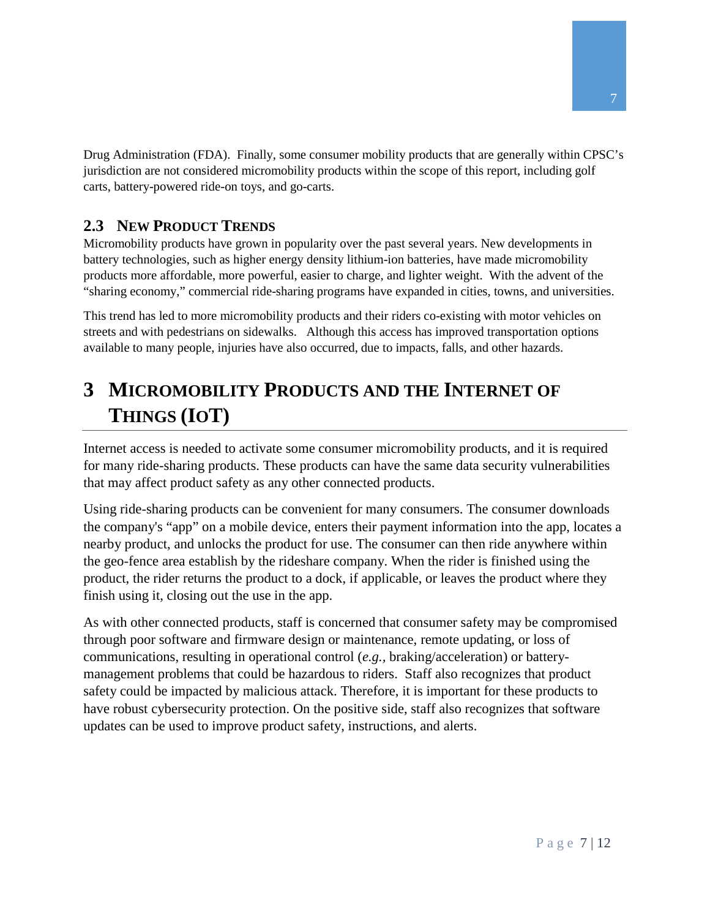Drug Administration (FDA). Finally, some consumer mobility products that are generally within CPSC's jurisdiction are not considered micromobility products within the scope of this report, including golf carts, battery-powered ride-on toys, and go-carts.

### 2.3 New Product Trends

Micromobility products have grown in popularity over the past several years. New developments in battery technologies, such as higher energy density lithium-ion batteries, have made micromobility products more affordable, more powerful, easier to charge, and lighter weight. With the advent of the "sharing economy," commercial ride-sharing programs have expanded in cities, towns, and universities.

This trend has led to more micromobility products and their riders co-existing with motor vehicles on streets and with pedestrians on sidewalks. Although this access has improved transportation options available to many people, injuries have also occurred, due to impacts, falls, and other hazards.

# 3 Micromobility Products and the Internet of Things (IoT)

Internet access is needed to activate some consumer micromobility products, and it is required for many ride-sharing products. These products can have the same data security vulnerabilities that may affect product safety as any other connected products.

Using ride-sharing products can be convenient for many consumers. The consumer downloads the company's "app" on a mobile device, enters their payment information into the app, locates a nearby product, and unlocks the product for use. The consumer can then ride anywhere within the geo-fence area establish by the rideshare company. When the rider is finished using the product, the rider returns the product to a dock, if applicable, or leaves the product where they finish using it, closing out the use in the app.

As with other connected products, staff is concerned that consumer safety may be compromised through poor software and firmware design or maintenance, remote updating, or loss of communications, resulting in operational control (*e.g.*, braking/acceleration) or battery-management problems that could be hazardous to riders. Staff also recognizes that product safety could be impacted by malicious attack. Therefore, it is important for these products to have robust cybersecurity protection. On the positive side, staff also recognizes that software updates can be used to improve product safety, instructions, and alerts.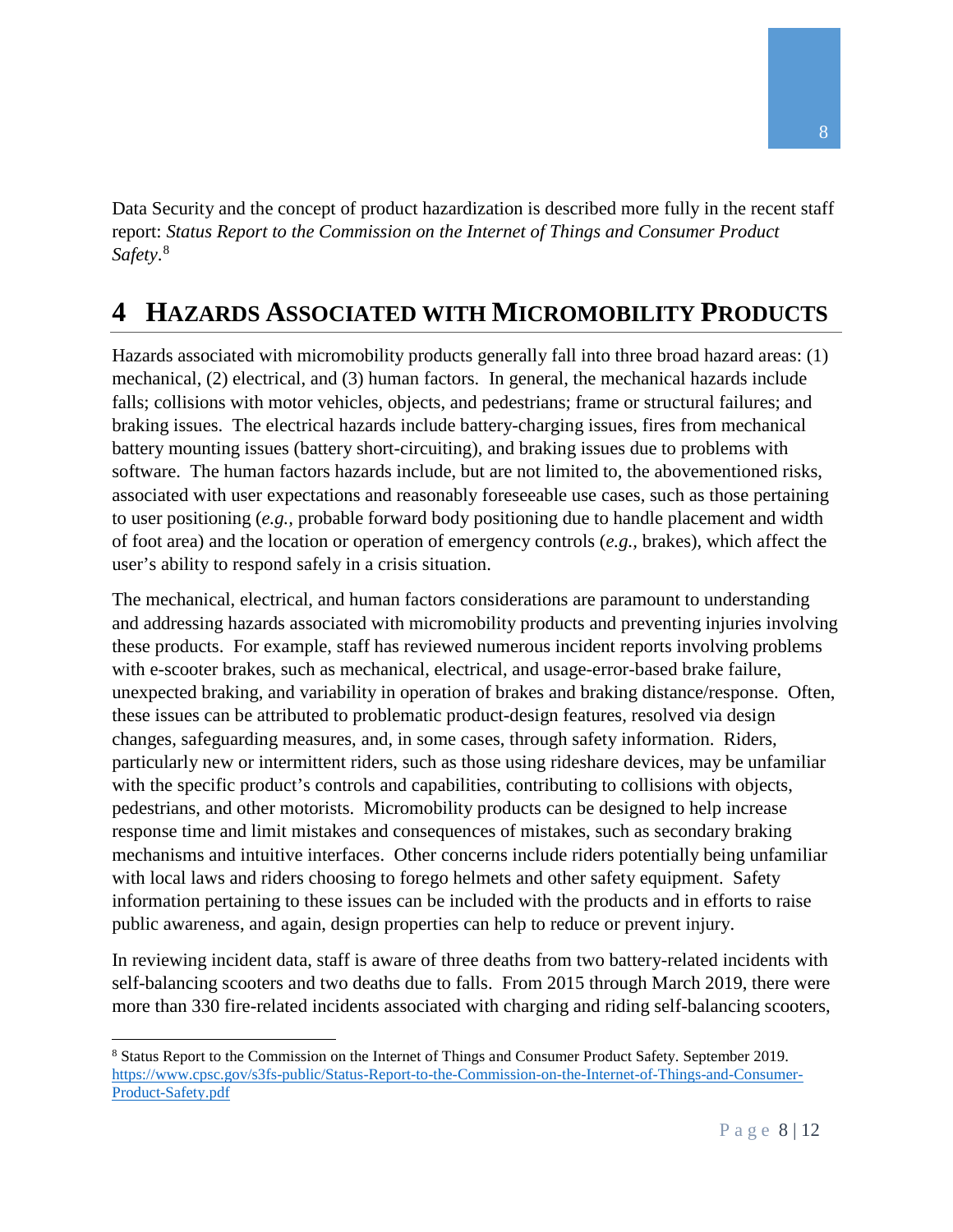Data Security and the concept of product hazardization is described more fully in the recent staff report: *Status Report to the Commission on the Internet of Things and Consumer Product Safety*.[8]

# 4 Hazards Associated with Micromobility Products

Hazards associated with micromobility products generally fall into three broad hazard areas: (1) mechanical, (2) electrical, and (3) human factors. In general, the mechanical hazards include falls; collisions with motor vehicles, objects, and pedestrians; frame or structural failures; and braking issues. The electrical hazards include battery-charging issues, fires from mechanical battery mounting issues (battery short-circuiting), and braking issues due to problems with software. The human factors hazards include, but are not limited to, the abovementioned risks, associated with user expectations and reasonably foreseeable use cases, such as those pertaining to user positioning (*e.g.,* probable forward body positioning due to handle placement and width of foot area) and the location or operation of emergency controls (*e.g.*, brakes), which affect the user's ability to respond safely in a crisis situation.

The mechanical, electrical, and human factors considerations are paramount to understanding and addressing hazards associated with micromobility products and preventing injuries involving these products. For example, staff has reviewed numerous incident reports involving problems with e-scooter brakes, such as mechanical, electrical, and usage-error-based brake failure, unexpected braking, and variability in operation of brakes and braking distance/response. Often, these issues can be attributed to problematic product-design features, resolved via design changes, safeguarding measures, and, in some cases, through safety information. Riders, particularly new or intermittent riders, such as those using rideshare devices, may be unfamiliar with the specific product's controls and capabilities, contributing to collisions with objects, pedestrians, and other motorists. Micromobility products can be designed to help increase response time and limit mistakes and consequences of mistakes, such as secondary braking mechanisms and intuitive interfaces. Other concerns include riders potentially being unfamiliar with local laws and riders choosing to forego helmets and other safety equipment. Safety information pertaining to these issues can be included with the products and in efforts to raise public awareness, and again, design properties can help to reduce or prevent injury.

In reviewing incident data, staff is aware of three deaths from two battery-related incidents with self-balancing scooters and two deaths due to falls. From 2015 through March 2019, there were more than 330 fire-related incidents associated with charging and riding self-balancing scooters,

---

[8] Status Report to the Commission on the Internet of Things and Consumer Product Safety. September 2019. https://www.cpsc.gov/s3fs-public/Status-Report-to-the-Commission-on-the-Internet-of-Things-and-Consumer-Product-Safety.pdf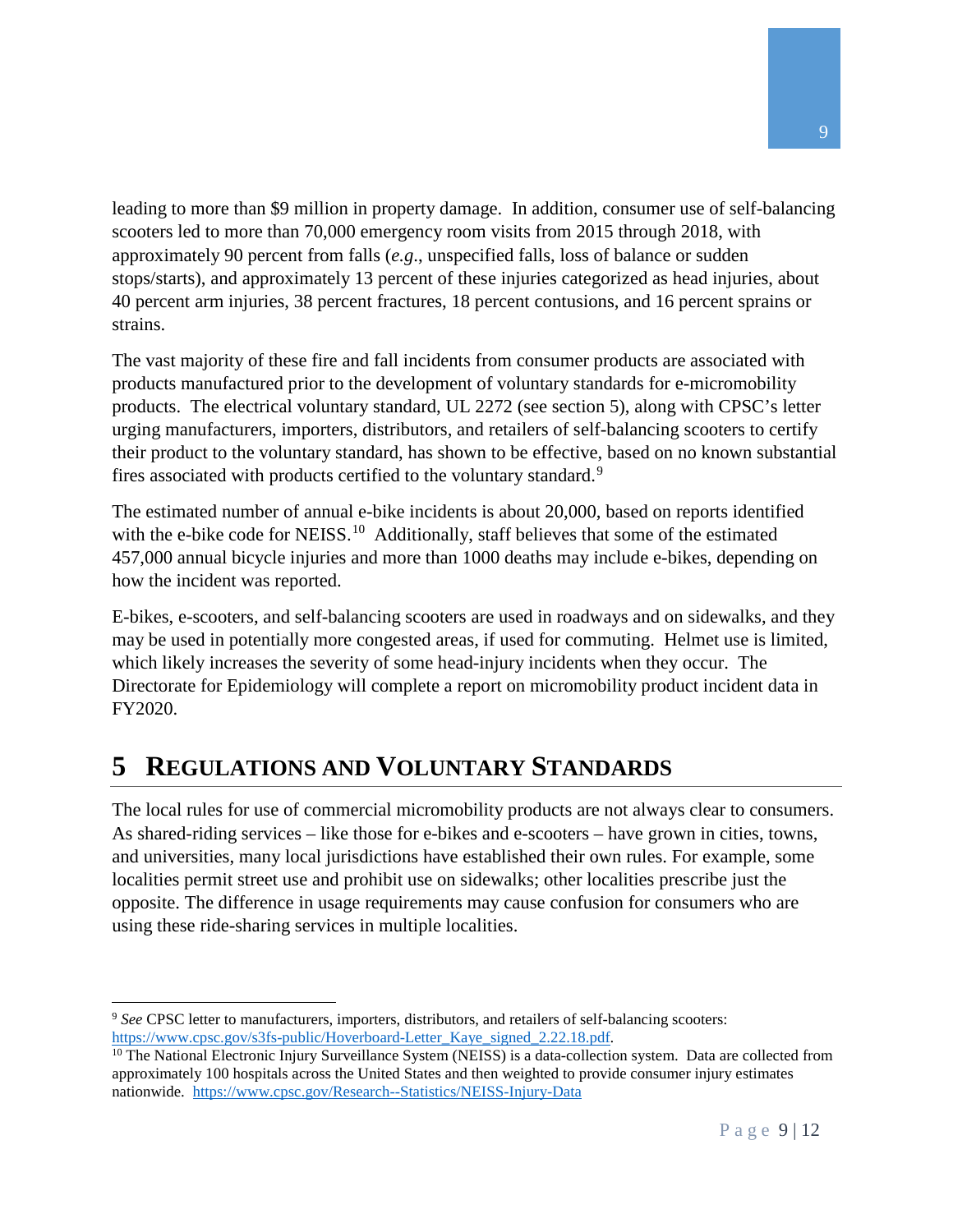leading to more than $9 million in property damage. In addition, consumer use of self-balancing scooters led to more than 70,000 emergency room visits from 2015 through 2018, with approximately 90 percent from falls (*e.g*., unspecified falls, loss of balance or sudden stops/starts), and approximately 13 percent of these injuries categorized as head injuries, about 40 percent arm injuries, 38 percent fractures, 18 percent contusions, and 16 percent sprains or strains.

The vast majority of these fire and fall incidents from consumer products are associated with products manufactured prior to the development of voluntary standards for e-micromobility products. The electrical voluntary standard, UL 2272 (see section 5), along with CPSC's letter urging manufacturers, importers, distributors, and retailers of self-balancing scooters to certify their product to the voluntary standard, has shown to be effective, based on no known substantial fires associated with products certified to the voluntary standard.[9]

The estimated number of annual e-bike incidents is about 20,000, based on reports identified with the e-bike code for NEISS.[10] Additionally, staff believes that some of the estimated 457,000 annual bicycle injuries and more than 1000 deaths may include e-bikes, depending on how the incident was reported.

E-bikes, e-scooters, and self-balancing scooters are used in roadways and on sidewalks, and they may be used in potentially more congested areas, if used for commuting. Helmet use is limited, which likely increases the severity of some head-injury incidents when they occur. The Directorate for Epidemiology will complete a report on micromobility product incident data in FY2020.

# 5 Regulations and Voluntary Standards

The local rules for use of commercial micromobility products are not always clear to consumers. As shared-riding services – like those for e-bikes and e-scooters – have grown in cities, towns, and universities, many local jurisdictions have established their own rules. For example, some localities permit street use and prohibit use on sidewalks; other localities prescribe just the opposite. The difference in usage requirements may cause confusion for consumers who are using these ride-sharing services in multiple localities.

---

[9] *See* CPSC letter to manufacturers, importers, distributors, and retailers of self-balancing scooters: https://www.cpsc.gov/s3fs-public/Hoverboard-Letter_Kaye_signed_2.22.18.pdf.

[10] The National Electronic Injury Surveillance System (NEISS) is a data-collection system. Data are collected from approximately 100 hospitals across the United States and then weighted to provide consumer injury estimates nationwide. https://www.cpsc.gov/Research--Statistics/NEISS-Injury-Data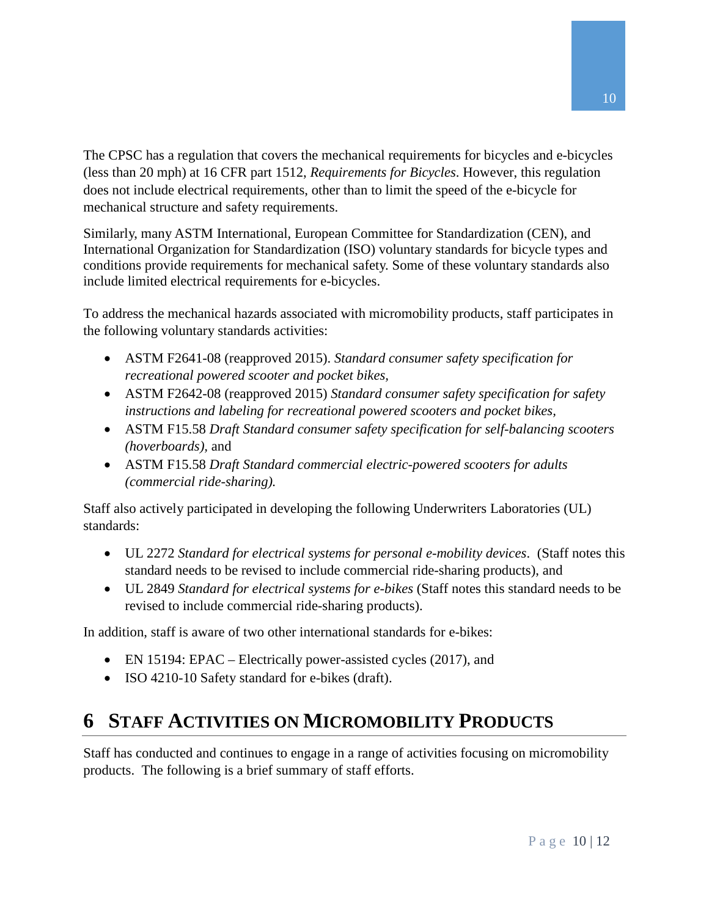The CPSC has a regulation that covers the mechanical requirements for bicycles and e-bicycles (less than 20 mph) at 16 CFR part 1512, *Requirements for Bicycles*. However, this regulation does not include electrical requirements, other than to limit the speed of the e-bicycle for mechanical structure and safety requirements.

Similarly, many ASTM International, European Committee for Standardization (CEN), and International Organization for Standardization (ISO) voluntary standards for bicycle types and conditions provide requirements for mechanical safety. Some of these voluntary standards also include limited electrical requirements for e-bicycles.

To address the mechanical hazards associated with micromobility products, staff participates in the following voluntary standards activities:

- ASTM F2641-08 (reapproved 2015). *Standard consumer safety specification for recreational powered scooter and pocket bikes*,
- ASTM F2642-08 (reapproved 2015) *Standard consumer safety specification for safety instructions and labeling for recreational powered scooters and pocket bikes*,
- ASTM F15.58 *Draft Standard consumer safety specification for self-balancing scooters (hoverboards)*, and
- ASTM F15.58 *Draft Standard commercial electric-powered scooters for adults (commercial ride-sharing).*

Staff also actively participated in developing the following Underwriters Laboratories (UL) standards:

- UL 2272 *Standard for electrical systems for personal e-mobility devices*. (Staff notes this standard needs to be revised to include commercial ride-sharing products), and
- UL 2849 *Standard for electrical systems for e-bikes* (Staff notes this standard needs to be revised to include commercial ride-sharing products).

In addition, staff is aware of two other international standards for e-bikes:

- EN 15194: EPAC – Electrically power-assisted cycles (2017), and
- ISO 4210-10 Safety standard for e-bikes (draft).

# 6 Staff Activities on Micromobility Products

Staff has conducted and continues to engage in a range of activities focusing on micromobility products. The following is a brief summary of staff efforts.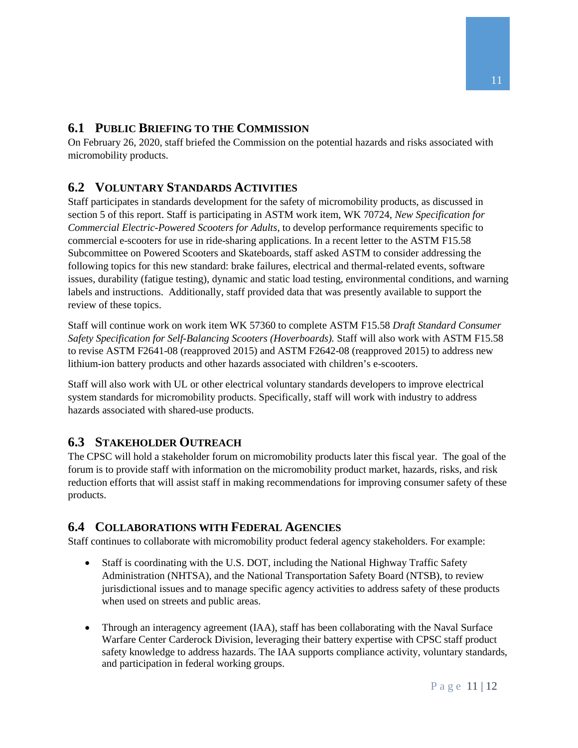## 6.1 Public Briefing to the Commission

On February 26, 2020, staff briefed the Commission on the potential hazards and risks associated with micromobility products.

## 6.2 Voluntary Standards Activities

Staff participates in standards development for the safety of micromobility products, as discussed in section 5 of this report. Staff is participating in ASTM work item, WK 70724, *New Specification for Commercial Electric-Powered Scooters for Adults*, to develop performance requirements specific to commercial e-scooters for use in ride-sharing applications. In a recent letter to the ASTM F15.58 Subcommittee on Powered Scooters and Skateboards, staff asked ASTM to consider addressing the following topics for this new standard: brake failures, electrical and thermal-related events, software issues, durability (fatigue testing), dynamic and static load testing, environmental conditions, and warning labels and instructions. Additionally, staff provided data that was presently available to support the review of these topics.

Staff will continue work on work item WK 57360 to complete ASTM F15.58 *Draft Standard Consumer Safety Specification for Self-Balancing Scooters (Hoverboards).* Staff will also work with ASTM F15.58 to revise ASTM F2641-08 (reapproved 2015) and ASTM F2642-08 (reapproved 2015) to address new lithium-ion battery products and other hazards associated with children's e-scooters.

Staff will also work with UL or other electrical voluntary standards developers to improve electrical system standards for micromobility products. Specifically, staff will work with industry to address hazards associated with shared-use products.

## 6.3 Stakeholder Outreach

The CPSC will hold a stakeholder forum on micromobility products later this fiscal year. The goal of the forum is to provide staff with information on the micromobility product market, hazards, risks, and risk reduction efforts that will assist staff in making recommendations for improving consumer safety of these products.

## 6.4 Collaborations with Federal Agencies

Staff continues to collaborate with micromobility product federal agency stakeholders. For example:

- Staff is coordinating with the U.S. DOT, including the National Highway Traffic Safety Administration (NHTSA), and the National Transportation Safety Board (NTSB), to review jurisdictional issues and to manage specific agency activities to address safety of these products when used on streets and public areas.
- Through an interagency agreement (IAA), staff has been collaborating with the Naval Surface Warfare Center Carderock Division, leveraging their battery expertise with CPSC staff product safety knowledge to address hazards. The IAA supports compliance activity, voluntary standards, and participation in federal working groups.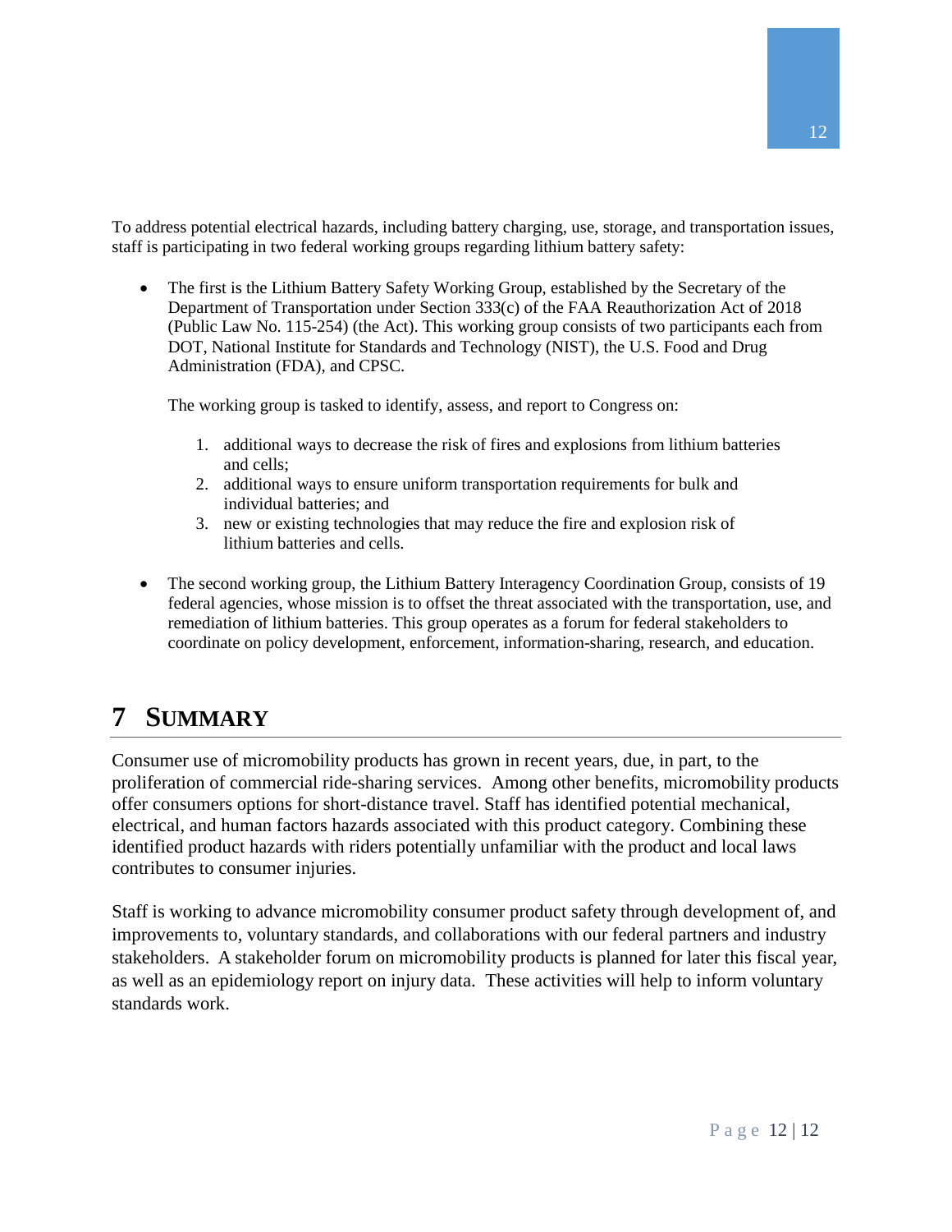To address potential electrical hazards, including battery charging, use, storage, and transportation issues, staff is participating in two federal working groups regarding lithium battery safety:

- The first is the Lithium Battery Safety Working Group, established by the Secretary of the Department of Transportation under Section 333(c) of the FAA Reauthorization Act of 2018 (Public Law No. 115-254) (the Act). This working group consists of two participants each from DOT, National Institute for Standards and Technology (NIST), the U.S. Food and Drug Administration (FDA), and CPSC.

  The working group is tasked to identify, assess, and report to Congress on:

  1. additional ways to decrease the risk of fires and explosions from lithium batteries and cells;
  2. additional ways to ensure uniform transportation requirements for bulk and individual batteries; and
  3. new or existing technologies that may reduce the fire and explosion risk of lithium batteries and cells.

- The second working group, the Lithium Battery Interagency Coordination Group, consists of 19 federal agencies, whose mission is to offset the threat associated with the transportation, use, and remediation of lithium batteries. This group operates as a forum for federal stakeholders to coordinate on policy development, enforcement, information-sharing, research, and education.

# 7 SUMMARY

Consumer use of micromobility products has grown in recent years, due, in part, to the proliferation of commercial ride-sharing services. Among other benefits, micromobility products offer consumers options for short-distance travel. Staff has identified potential mechanical, electrical, and human factors hazards associated with this product category. Combining these identified product hazards with riders potentially unfamiliar with the product and local laws contributes to consumer injuries.

Staff is working to advance micromobility consumer product safety through development of, and improvements to, voluntary standards, and collaborations with our federal partners and industry stakeholders. A stakeholder forum on micromobility products is planned for later this fiscal year, as well as an epidemiology report on injury data. These activities will help to inform voluntary standards work.